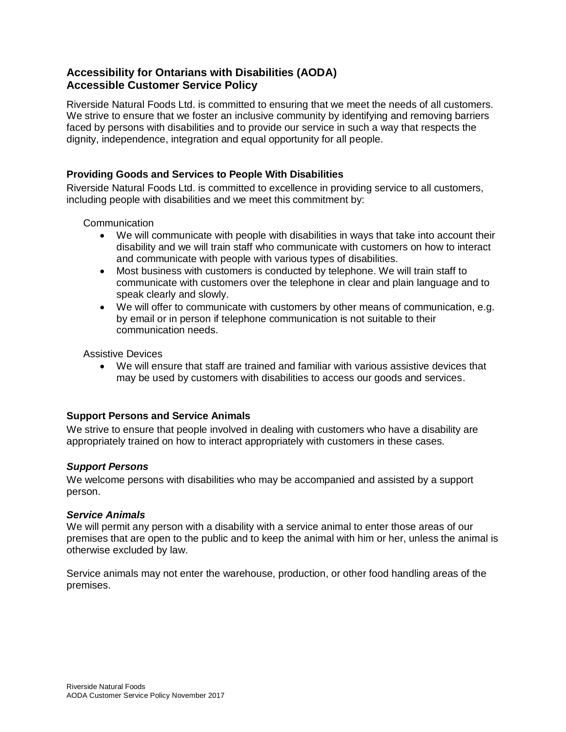## Accessibility for Ontarians with Disabilities (AODA)
## Accessible Customer Service Policy

Riverside Natural Foods Ltd. is committed to ensuring that we meet the needs of all customers. We strive to ensure that we foster an inclusive community by identifying and removing barriers faced by persons with disabilities and to provide our service in such a way that respects the dignity, independence, integration and equal opportunity for all people.

### Providing Goods and Services to People With Disabilities

Riverside Natural Foods Ltd. is committed to excellence in providing service to all customers, including people with disabilities and we meet this commitment by:

Communication

- We will communicate with people with disabilities in ways that take into account their disability and we will train staff who communicate with customers on how to interact and communicate with people with various types of disabilities.
- Most business with customers is conducted by telephone. We will train staff to communicate with customers over the telephone in clear and plain language and to speak clearly and slowly.
- We will offer to communicate with customers by other means of communication, e.g. by email or in person if telephone communication is not suitable to their communication needs.

Assistive Devices

- We will ensure that staff are trained and familiar with various assistive devices that may be used by customers with disabilities to access our goods and services.

### Support Persons and Service Animals

We strive to ensure that people involved in dealing with customers who have a disability are appropriately trained on how to interact appropriately with customers in these cases.

#### *Support Persons*

We welcome persons with disabilities who may be accompanied and assisted by a support person.

#### *Service Animals*

We will permit any person with a disability with a service animal to enter those areas of our premises that are open to the public and to keep the animal with him or her, unless the animal is otherwise excluded by law.

Service animals may not enter the warehouse, production, or other food handling areas of the premises.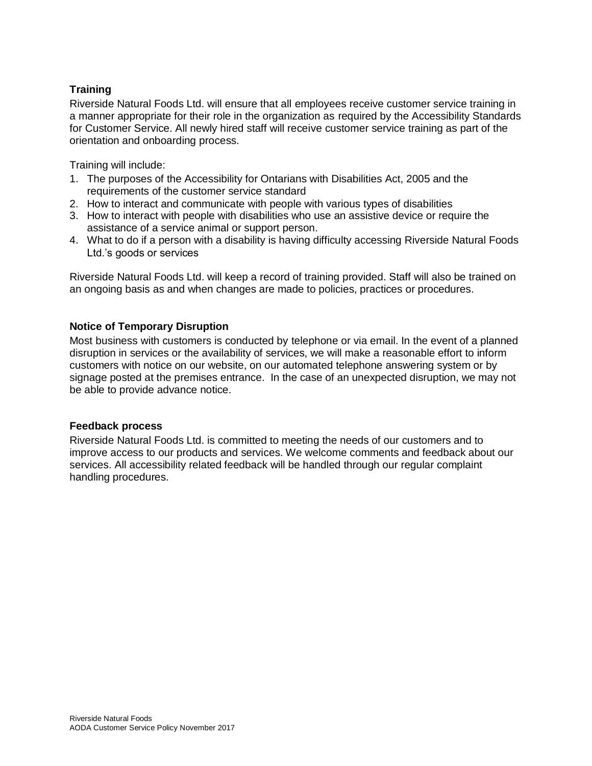**Training**

Riverside Natural Foods Ltd. will ensure that all employees receive customer service training in a manner appropriate for their role in the organization as required by the Accessibility Standards for Customer Service. All newly hired staff will receive customer service training as part of the orientation and onboarding process.

Training will include:

1. The purposes of the Accessibility for Ontarians with Disabilities Act, 2005 and the requirements of the customer service standard
2. How to interact and communicate with people with various types of disabilities
3. How to interact with people with disabilities who use an assistive device or require the assistance of a service animal or support person.
4. What to do if a person with a disability is having difficulty accessing Riverside Natural Foods Ltd.'s goods or services

Riverside Natural Foods Ltd. will keep a record of training provided. Staff will also be trained on an ongoing basis as and when changes are made to policies, practices or procedures.

**Notice of Temporary Disruption**

Most business with customers is conducted by telephone or via email. In the event of a planned disruption in services or the availability of services, we will make a reasonable effort to inform customers with notice on our website, on our automated telephone answering system or by signage posted at the premises entrance. In the case of an unexpected disruption, we may not be able to provide advance notice.

**Feedback process**

Riverside Natural Foods Ltd. is committed to meeting the needs of our customers and to improve access to our products and services. We welcome comments and feedback about our services. All accessibility related feedback will be handled through our regular complaint handling procedures.